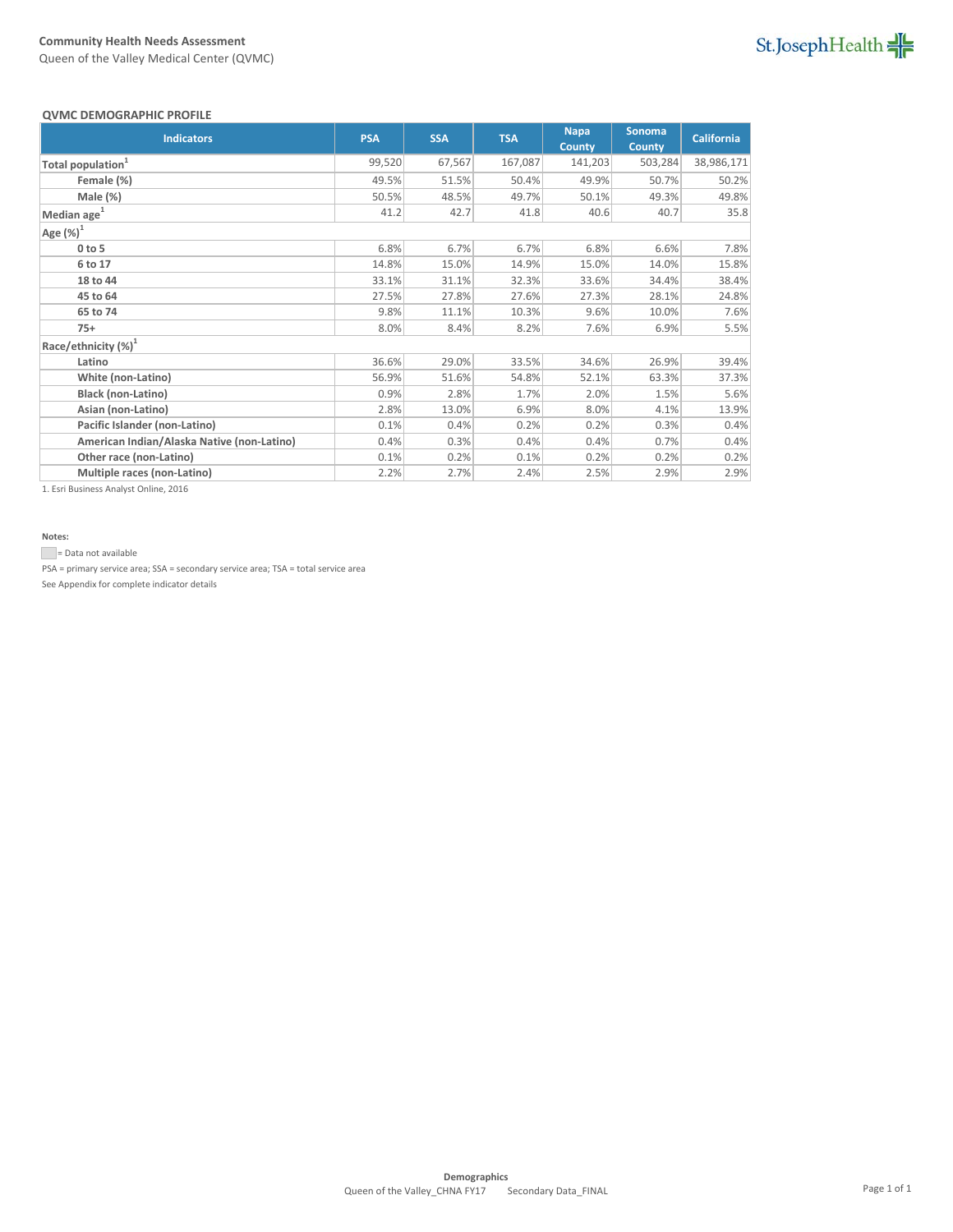**Community Health Needs Assessment**

Queen of the Valley Medical Center (QVMC)

**QVMC DEMOGRAPHIC PROFILE**

| Indicators | PSA | SSA | TSA | Napa County | Sonoma County | California |
|---|---|---|---|---|---|---|
| **Total population**[1] | 99,520 | 67,567 | 167,087 | 141,203 | 503,284 | 38,986,171 |
| **Female (%)** | 49.5% | 51.5% | 50.4% | 49.9% | 50.7% | 50.2% |
| **Male (%)** | 50.5% | 48.5% | 49.7% | 50.1% | 49.3% | 49.8% |
| **Median age**[1] | 41.2 | 42.7 | 41.8 | 40.6 | 40.7 | 35.8 |
| **Age (%)**[1] | | | | | | |
| **0 to 5** | 6.8% | 6.7% | 6.7% | 6.8% | 6.6% | 7.8% |
| **6 to 17** | 14.8% | 15.0% | 14.9% | 15.0% | 14.0% | 15.8% |
| **18 to 44** | 33.1% | 31.1% | 32.3% | 33.6% | 34.4% | 38.4% |
| **45 to 64** | 27.5% | 27.8% | 27.6% | 27.3% | 28.1% | 24.8% |
| **65 to 74** | 9.8% | 11.1% | 10.3% | 9.6% | 10.0% | 7.6% |
| **75+** | 8.0% | 8.4% | 8.2% | 7.6% | 6.9% | 5.5% |
| **Race/ethnicity (%)**[1] | | | | | | |
| **Latino** | 36.6% | 29.0% | 33.5% | 34.6% | 26.9% | 39.4% |
| **White (non-Latino)** | 56.9% | 51.6% | 54.8% | 52.1% | 63.3% | 37.3% |
| **Black (non-Latino)** | 0.9% | 2.8% | 1.7% | 2.0% | 1.5% | 5.6% |
| **Asian (non-Latino)** | 2.8% | 13.0% | 6.9% | 8.0% | 4.1% | 13.9% |
| **Pacific Islander (non-Latino)** | 0.1% | 0.4% | 0.2% | 0.2% | 0.3% | 0.4% |
| **American Indian/Alaska Native (non-Latino)** | 0.4% | 0.3% | 0.4% | 0.4% | 0.7% | 0.4% |
| **Other race (non-Latino)** | 0.1% | 0.2% | 0.1% | 0.2% | 0.2% | 0.2% |
| **Multiple races (non-Latino)** | 2.2% | 2.7% | 2.4% | 2.5% | 2.9% | 2.9% |

1. Esri Business Analyst Online, 2016

**Notes:**

= Data not available

PSA = primary service area; SSA = secondary service area; TSA = total service area

See Appendix for complete indicator details

**Demographics**

Queen of the Valley_CHNA FY17 Secondary Data_FINAL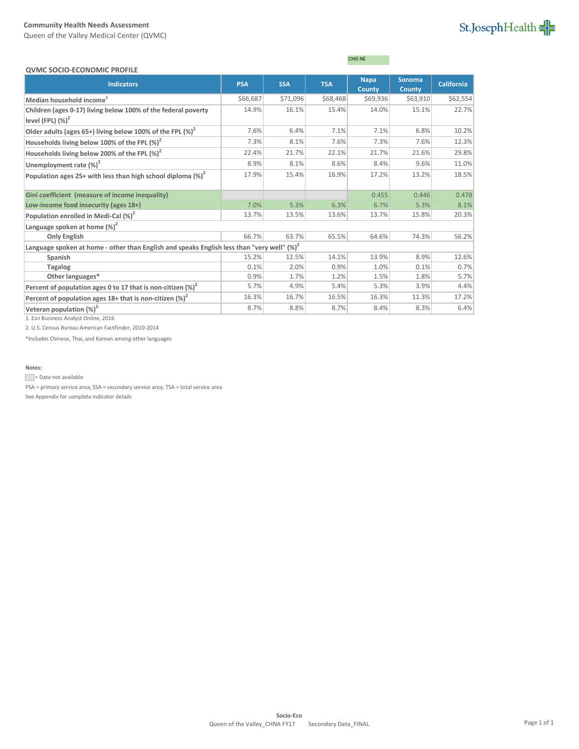**Community Health Needs Assessment**

Queen of the Valley Medical Center (QVMC)

CHIS NE

**QVMC SOCIO-ECONOMIC PROFILE**

| Indicators | PSA | SSA | TSA | Napa County | Sonoma County | California |
|---|---|---|---|---|---|---|
| **Median household income**[1] | $66,687 | $71,096 | $68,468 | $69,936 | $63,910 | $62,554 |
| **Children (ages 0-17) living below 100% of the federal poverty level (FPL) (%)**[2] | 14.9% | 16.1% | 15.4% | 14.0% | 15.1% | 22.7% |
| **Older adults (ages 65+) living below 100% of the FPL (%)**[2] | 7.6% | 6.4% | 7.1% | 7.1% | 6.8% | 10.2% |
| **Households living below 100% of the FPL (%)**[2] | 7.3% | 8.1% | 7.6% | 7.3% | 7.6% | 12.3% |
| **Households living below 200% of the FPL (%)**[2] | 22.4% | 21.7% | 22.1% | 21.7% | 21.6% | 29.8% |
| **Unemployment rate (%)**[2] | 8.9% | 8.1% | 8.6% | 8.4% | 9.6% | 11.0% |
| **Population ages 25+ with less than high school diploma (%)**[2] | 17.9% | 15.4% | 16.9% | 17.2% | 13.2% | 18.5% |
| **Gini coefficient (measure of income inequality)** | | | | 0.455 | 0.446 | 0.478 |
| **Low-income food insecurity (ages 18+)** | 7.0% | 5.3% | 6.3% | 6.7% | 5.3% | 8.1% |
| **Population enrolled in Medi-Cal (%)**[2] | 13.7% | 13.5% | 13.6% | 13.7% | 15.8% | 20.3% |
| **Language spoken at home (%)**[2] | | | | | | |
| **Only English** | 66.7% | 63.7% | 65.5% | 64.6% | 74.3% | 56.2% |
| **Language spoken at home - other than English and speaks English less than "very well" (%)**[2] | | | | | | |
| **Spanish** | 15.2% | 12.5% | 14.1% | 13.9% | 8.9% | 12.6% |
| **Tagalog** | 0.1% | 2.0% | 0.9% | 1.0% | 0.1% | 0.7% |
| **Other languages*** | 0.9% | 1.7% | 1.2% | 1.5% | 1.8% | 5.7% |
| **Percent of population ages 0 to 17 that is non-citizen (%)**[2] | 5.7% | 4.9% | 5.4% | 5.3% | 3.9% | 4.4% |
| **Percent of population ages 18+ that is non-citizen (%)**[2] | 16.3% | 16.7% | 16.5% | 16.3% | 11.3% | 17.2% |
| **Veteran population (%)**[2] | 8.7% | 8.8% | 8.7% | 8.4% | 8.3% | 6.4% |

1. Esri Business Analyst Online, 2016

2. U.S. Census Bureau American FactFinder, 2010-2014

*Includes Chinese, Thai, and Korean among other languages

**Notes:**

(grey) = Data not available

PSA = primary service area; SSA = secondary service area; TSA = total service area

See Appendix for complete indicator details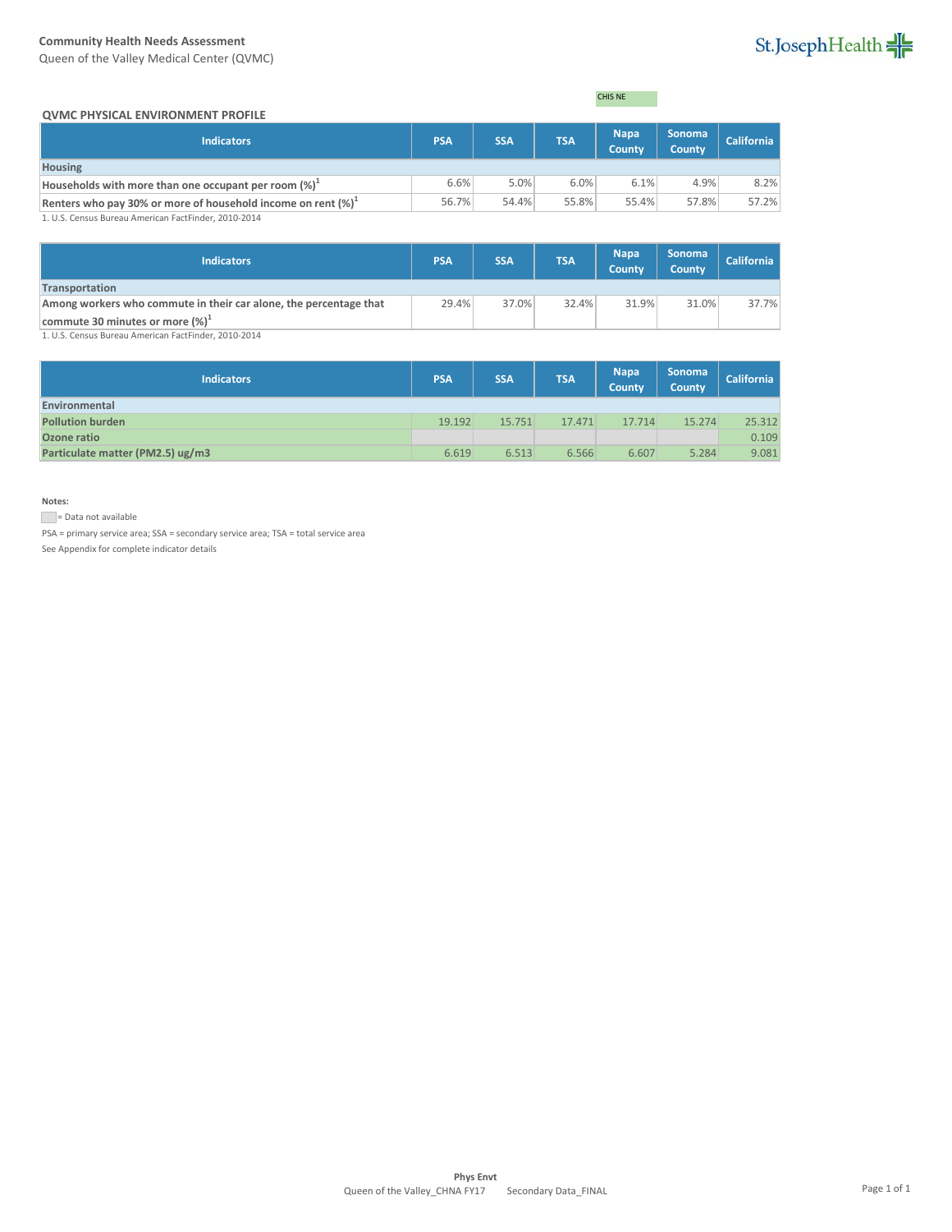Community Health Needs Assessment
Queen of the Valley Medical Center (QVMC)

CHIS NE

### QVMC PHYSICAL ENVIRONMENT PROFILE

| Indicators | PSA | SSA | TSA | Napa County | Sonoma County | California |
|---|---|---|---|---|---|---|
| **Housing** | | | | | | |
| **Households with more than one occupant per room (%)**[1] | 6.6% | 5.0% | 6.0% | 6.1% | 4.9% | 8.2% |
| **Renters who pay 30% or more of household income on rent (%)**[1] | 56.7% | 54.4% | 55.8% | 55.4% | 57.8% | 57.2% |

1. U.S. Census Bureau American FactFinder, 2010-2014

| Indicators | PSA | SSA | TSA | Napa County | Sonoma County | California |
|---|---|---|---|---|---|---|
| **Transportation** | | | | | | |
| **Among workers who commute in their car alone, the percentage that commute 30 minutes or more (%)**[1] | 29.4% | 37.0% | 32.4% | 31.9% | 31.0% | 37.7% |

1. U.S. Census Bureau American FactFinder, 2010-2014

| Indicators | PSA | SSA | TSA | Napa County | Sonoma County | California |
|---|---|---|---|---|---|---|
| **Environmental** | | | | | | |
| **Pollution burden** | 19.192 | 15.751 | 17.471 | 17.714 | 15.274 | 25.312 |
| **Ozone ratio** | | | | | | 0.109 |
| **Particulate matter (PM2.5) ug/m3** | 6.619 | 6.513 | 6.566 | 6.607 | 5.284 | 9.081 |

**Notes:**

= Data not available

PSA = primary service area; SSA = secondary service area; TSA = total service area

See Appendix for complete indicator details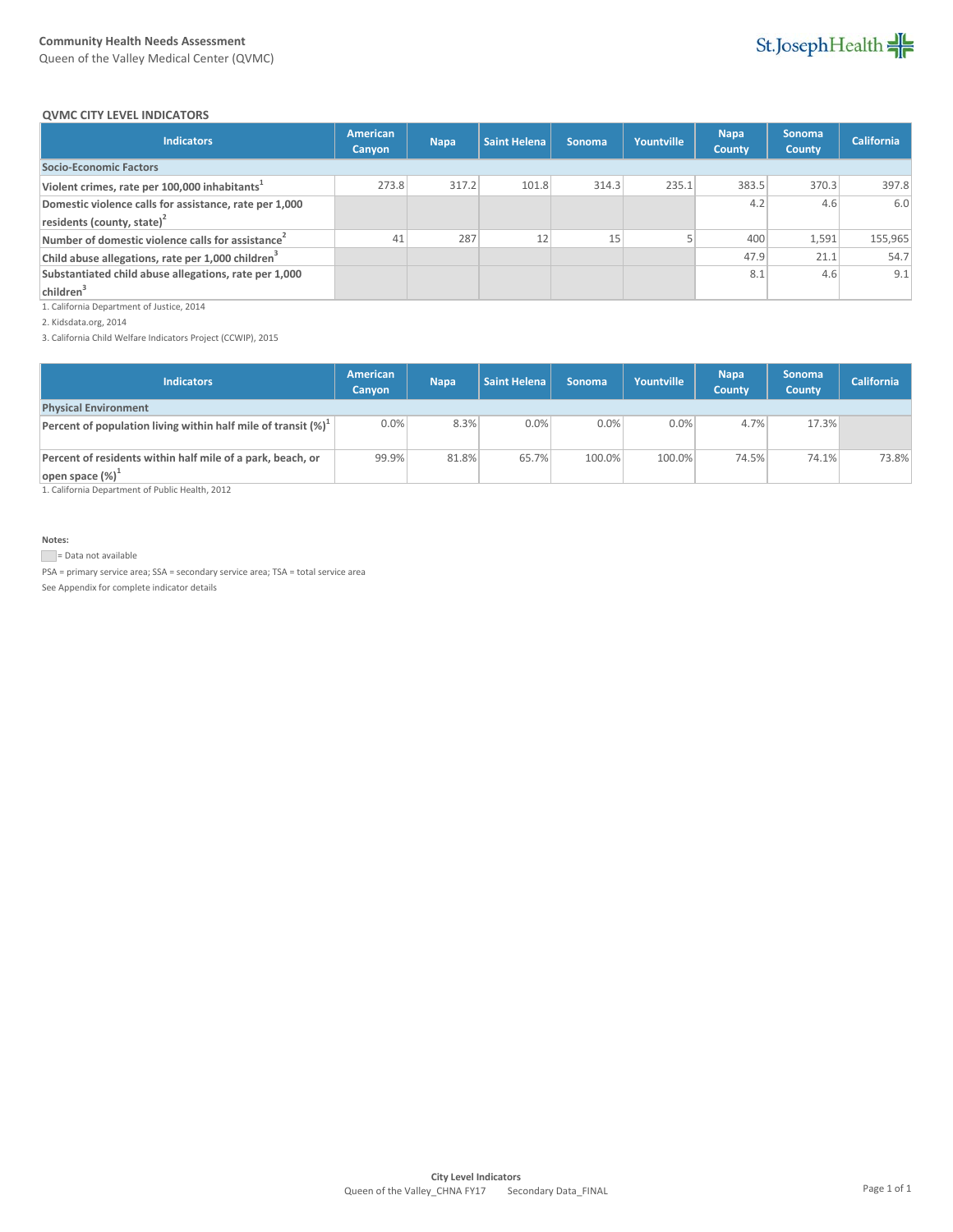Community Health Needs Assessment

Queen of the Valley Medical Center (QVMC)

## QVMC CITY LEVEL INDICATORS

| Indicators | American Canyon | Napa | Saint Helena | Sonoma | Yountville | Napa County | Sonoma County | California |
|---|---|---|---|---|---|---|---|---|
| **Socio-Economic Factors** | | | | | | | | |
| **Violent crimes, rate per 100,000 inhabitants**[1] | 273.8 | 317.2 | 101.8 | 314.3 | 235.1 | 383.5 | 370.3 | 397.8 |
| **Domestic violence calls for assistance, rate per 1,000 residents (county, state)**[2] | | | | | | 4.2 | 4.6 | 6.0 |
| **Number of domestic violence calls for assistance**[2] | 41 | 287 | 12 | 15 | 5 | 400 | 1,591 | 155,965 |
| **Child abuse allegations, rate per 1,000 children**[3] | | | | | | 47.9 | 21.1 | 54.7 |
| **Substantiated child abuse allegations, rate per 1,000 children**[3] | | | | | | 8.1 | 4.6 | 9.1 |

1. California Department of Justice, 2014

2. Kidsdata.org, 2014

3. California Child Welfare Indicators Project (CCWIP), 2015

| Indicators | American Canyon | Napa | Saint Helena | Sonoma | Yountville | Napa County | Sonoma County | California |
|---|---|---|---|---|---|---|---|---|
| **Physical Environment** | | | | | | | | |
| **Percent of population living within half mile of transit (%)**[1] | 0.0% | 8.3% | 0.0% | 0.0% | 0.0% | 4.7% | 17.3% | |
| **Percent of residents within half mile of a park, beach, or open space (%)**[1] | 99.9% | 81.8% | 65.7% | 100.0% | 100.0% | 74.5% | 74.1% | 73.8% |

1. California Department of Public Health, 2012

**Notes:**

(shaded cell) = Data not available

PSA = primary service area; SSA = secondary service area; TSA = total service area

See Appendix for complete indicator details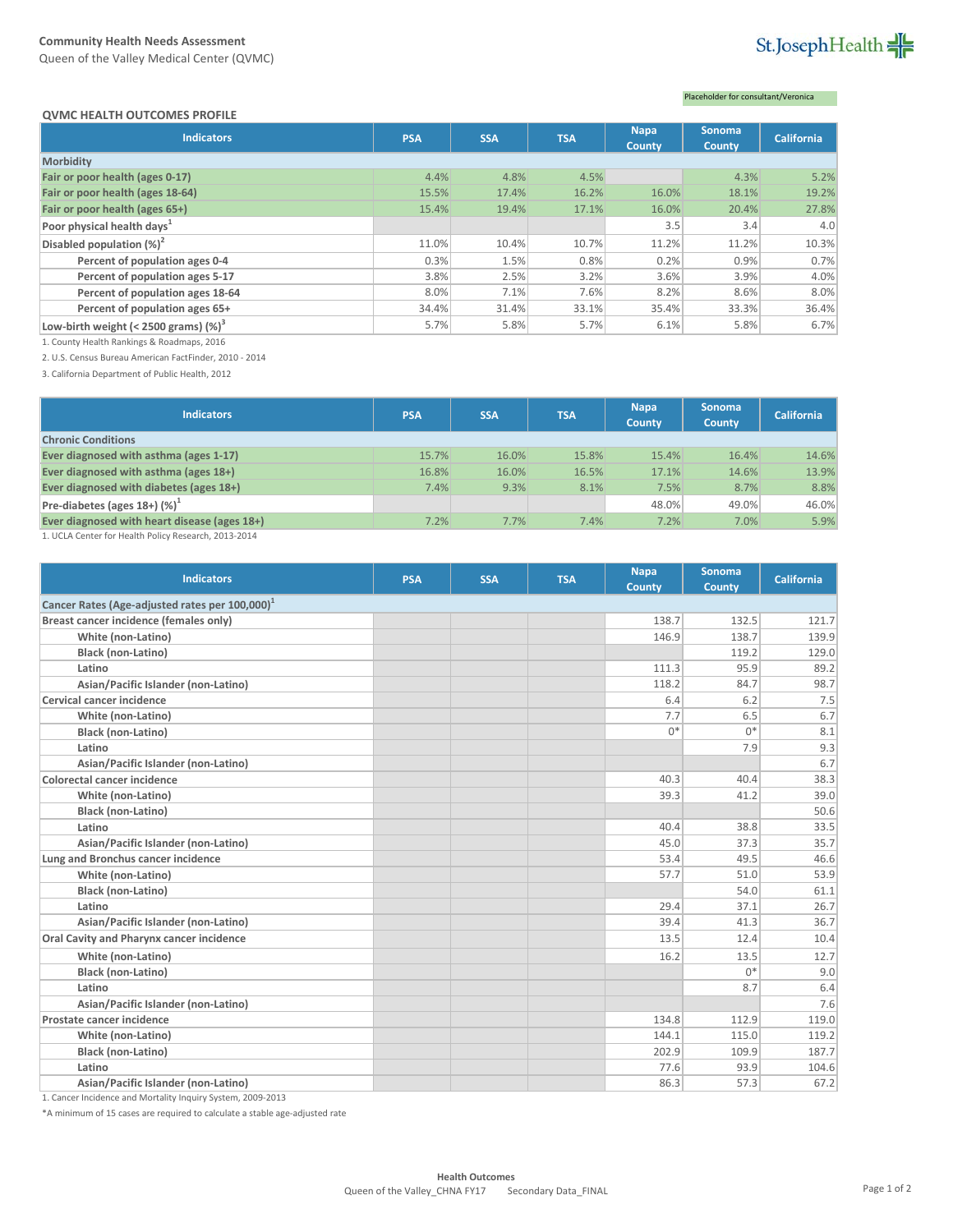**Community Health Needs Assessment**
Queen of the Valley Medical Center (QVMC)

Placeholder for consultant/Veronica

## QVMC HEALTH OUTCOMES PROFILE

| Indicators | PSA | SSA | TSA | Napa County | Sonoma County | California |
|---|---|---|---|---|---|---|
| **Morbidity** | | | | | | |
| **Fair or poor health (ages 0-17)** | 4.4% | 4.8% | 4.5% | | 4.3% | 5.2% |
| **Fair or poor health (ages 18-64)** | 15.5% | 17.4% | 16.2% | 16.0% | 18.1% | 19.2% |
| **Fair or poor health (ages 65+)** | 15.4% | 19.4% | 17.1% | 16.0% | 20.4% | 27.8% |
| **Poor physical health days**[1] | | | | 3.5 | 3.4 | 4.0 |
| **Disabled population (%)**[2] | 11.0% | 10.4% | 10.7% | 11.2% | 11.2% | 10.3% |
| Percent of population ages 0-4 | 0.3% | 1.5% | 0.8% | 0.2% | 0.9% | 0.7% |
| Percent of population ages 5-17 | 3.8% | 2.5% | 3.2% | 3.6% | 3.9% | 4.0% |
| Percent of population ages 18-64 | 8.0% | 7.1% | 7.6% | 8.2% | 8.6% | 8.0% |
| Percent of population ages 65+ | 34.4% | 31.4% | 33.1% | 35.4% | 33.3% | 36.4% |
| **Low-birth weight (< 2500 grams) (%)**[3] | 5.7% | 5.8% | 5.7% | 6.1% | 5.8% | 6.7% |

1. County Health Rankings & Roadmaps, 2016

2. U.S. Census Bureau American FactFinder, 2010 - 2014

3. California Department of Public Health, 2012

| Indicators | PSA | SSA | TSA | Napa County | Sonoma County | California |
|---|---|---|---|---|---|---|
| **Chronic Conditions** | | | | | | |
| **Ever diagnosed with asthma (ages 1-17)** | 15.7% | 16.0% | 15.8% | 15.4% | 16.4% | 14.6% |
| **Ever diagnosed with asthma (ages 18+)** | 16.8% | 16.0% | 16.5% | 17.1% | 14.6% | 13.9% |
| **Ever diagnosed with diabetes (ages 18+)** | 7.4% | 9.3% | 8.1% | 7.5% | 8.7% | 8.8% |
| **Pre-diabetes (ages 18+) (%)**[1] | | | | 48.0% | 49.0% | 46.0% |
| **Ever diagnosed with heart disease (ages 18+)** | 7.2% | 7.7% | 7.4% | 7.2% | 7.0% | 5.9% |

1. UCLA Center for Health Policy Research, 2013-2014

| Indicators | PSA | SSA | TSA | Napa County | Sonoma County | California |
|---|---|---|---|---|---|---|
| Cancer Rates (Age-adjusted rates per 100,000)[1] | | | | | | |
| **Breast cancer incidence (females only)** | | | | 138.7 | 132.5 | 121.7 |
| White (non-Latino) | | | | 146.9 | 138.7 | 139.9 |
| Black (non-Latino) | | | | | 119.2 | 129.0 |
| Latino | | | | 111.3 | 95.9 | 89.2 |
| Asian/Pacific Islander (non-Latino) | | | | 118.2 | 84.7 | 98.7 |
| **Cervical cancer incidence** | | | | 6.4 | 6.2 | 7.5 |
| White (non-Latino) | | | | 7.7 | 6.5 | 6.7 |
| Black (non-Latino) | | | | 0* | 0* | 8.1 |
| Latino | | | | | 7.9 | 9.3 |
| Asian/Pacific Islander (non-Latino) | | | | | | 6.7 |
| **Colorectal cancer incidence** | | | | 40.3 | 40.4 | 38.3 |
| White (non-Latino) | | | | 39.3 | 41.2 | 39.0 |
| Black (non-Latino) | | | | | | 50.6 |
| Latino | | | | 40.4 | 38.8 | 33.5 |
| Asian/Pacific Islander (non-Latino) | | | | 45.0 | 37.3 | 35.7 |
| **Lung and Bronchus cancer incidence** | | | | 53.4 | 49.5 | 46.6 |
| White (non-Latino) | | | | 57.7 | 51.0 | 53.9 |
| Black (non-Latino) | | | | | 54.0 | 61.1 |
| Latino | | | | 29.4 | 37.1 | 26.7 |
| Asian/Pacific Islander (non-Latino) | | | | 39.4 | 41.3 | 36.7 |
| **Oral Cavity and Pharynx cancer incidence** | | | | 13.5 | 12.4 | 10.4 |
| White (non-Latino) | | | | 16.2 | 13.5 | 12.7 |
| Black (non-Latino) | | | | | 0* | 9.0 |
| Latino | | | | | 8.7 | 6.4 |
| Asian/Pacific Islander (non-Latino) | | | | | | 7.6 |
| **Prostate cancer incidence** | | | | 134.8 | 112.9 | 119.0 |
| White (non-Latino) | | | | 144.1 | 115.0 | 119.2 |
| Black (non-Latino) | | | | 202.9 | 109.9 | 187.7 |
| Latino | | | | 77.6 | 93.9 | 104.6 |
| Asian/Pacific Islander (non-Latino) | | | | 86.3 | 57.3 | 67.2 |

1. Cancer Incidence and Mortality Inquiry System, 2009-2013

*A minimum of 15 cases are required to calculate a stable age-adjusted rate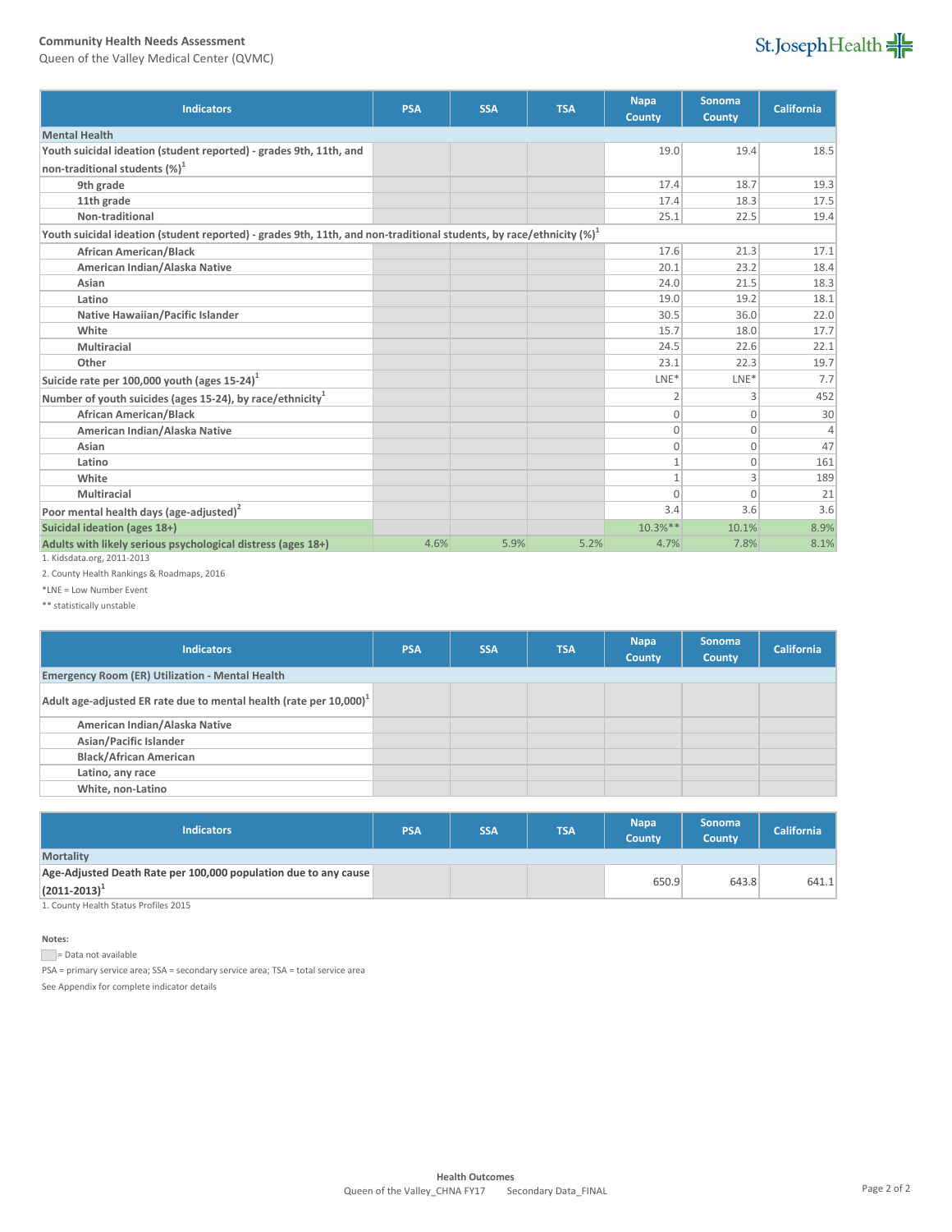Community Health Needs Assessment
Queen of the Valley Medical Center (QVMC)

| Indicators | PSA | SSA | TSA | Napa County | Sonoma County | California |
|---|---|---|---|---|---|---|
| **Mental Health** | | | | | | |
| Youth suicidal ideation (student reported) - grades 9th, 11th, and non-traditional students (%)[1] | | | | 19.0 | 19.4 | 18.5 |
| 9th grade | | | | 17.4 | 18.7 | 19.3 |
| 11th grade | | | | 17.4 | 18.3 | 17.5 |
| Non-traditional | | | | 25.1 | 22.5 | 19.4 |
| Youth suicidal ideation (student reported) - grades 9th, 11th, and non-traditional students, by race/ethnicity (%)[1] | | | | | | |
| African American/Black | | | | 17.6 | 21.3 | 17.1 |
| American Indian/Alaska Native | | | | 20.1 | 23.2 | 18.4 |
| Asian | | | | 24.0 | 21.5 | 18.3 |
| Latino | | | | 19.0 | 19.2 | 18.1 |
| Native Hawaiian/Pacific Islander | | | | 30.5 | 36.0 | 22.0 |
| White | | | | 15.7 | 18.0 | 17.7 |
| Multiracial | | | | 24.5 | 22.6 | 22.1 |
| Other | | | | 23.1 | 22.3 | 19.7 |
| Suicide rate per 100,000 youth (ages 15-24)[1] | | | | LNE* | LNE* | 7.7 |
| Number of youth suicides (ages 15-24), by race/ethnicity[1] | | | | 2 | 3 | 452 |
| African American/Black | | | | 0 | 0 | 30 |
| American Indian/Alaska Native | | | | 0 | 0 | 4 |
| Asian | | | | 0 | 0 | 47 |
| Latino | | | | 1 | 0 | 161 |
| White | | | | 1 | 3 | 189 |
| Multiracial | | | | 0 | 0 | 21 |
| Poor mental health days (age-adjusted)[2] | | | | 3.4 | 3.6 | 3.6 |
| Suicidal ideation (ages 18+) | | | | 10.3%** | 10.1% | 8.9% |
| Adults with likely serious psychological distress (ages 18+) | 4.6% | 5.9% | 5.2% | 4.7% | 7.8% | 8.1% |

1. Kidsdata.org, 2011-2013

2. County Health Rankings & Roadmaps, 2016

*LNE = Low Number Event

** statistically unstable

| Indicators | PSA | SSA | TSA | Napa County | Sonoma County | California |
|---|---|---|---|---|---|---|
| **Emergency Room (ER) Utilization - Mental Health** | | | | | | |
| Adult age-adjusted ER rate due to mental health (rate per 10,000)[1] | | | | | | |
| American Indian/Alaska Native | | | | | | |
| Asian/Pacific Islander | | | | | | |
| Black/African American | | | | | | |
| Latino, any race | | | | | | |
| White, non-Latino | | | | | | |

| Indicators | PSA | SSA | TSA | Napa County | Sonoma County | California |
|---|---|---|---|---|---|---|
| **Mortality** | | | | | | |
| Age-Adjusted Death Rate per 100,000 population due to any cause (2011-2013)[1] | | | | 650.9 | 643.8 | 641.1 |

1. County Health Status Profiles 2015

**Notes:**

= Data not available

PSA = primary service area; SSA = secondary service area; TSA = total service area

See Appendix for complete indicator details

**Health Outcomes**
Queen of the Valley_CHNA FY17 Secondary Data_FINAL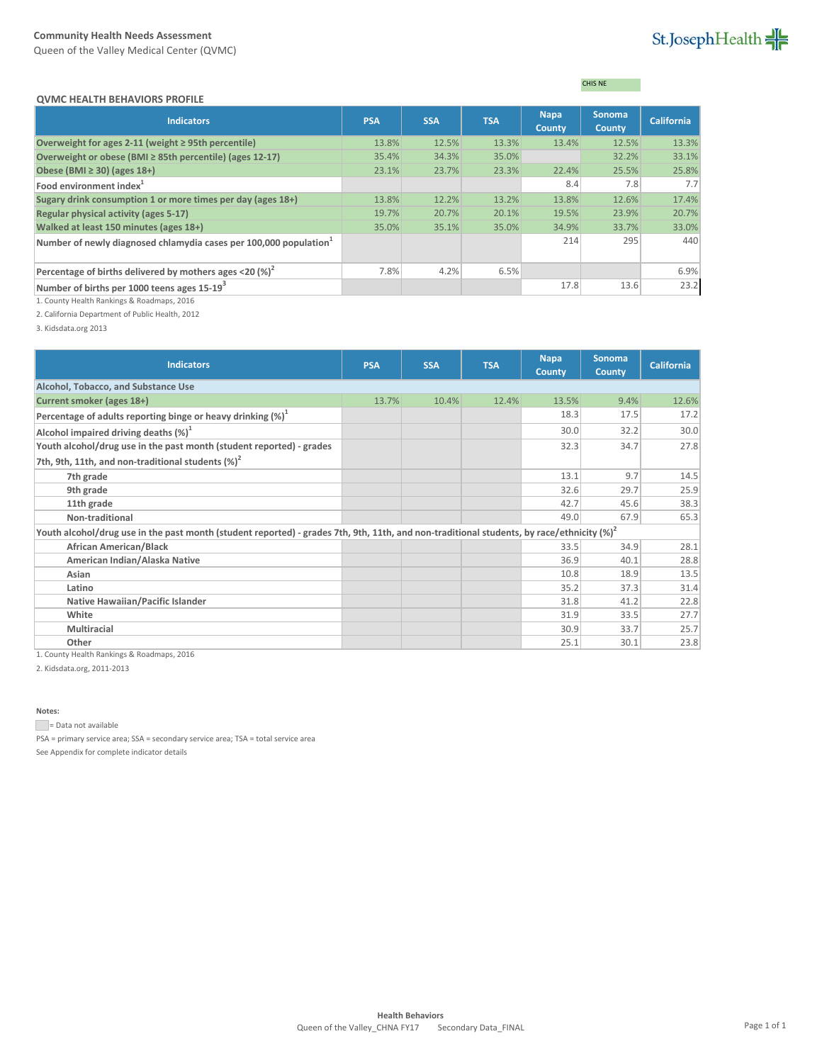Community Health Needs Assessment

Queen of the Valley Medical Center (QVMC)

CHIS NE

## QVMC HEALTH BEHAVIORS PROFILE

| Indicators | PSA | SSA | TSA | Napa County | Sonoma County | California |
|---|---|---|---|---|---|---|
| **Overweight for ages 2-11 (weight ≥ 95th percentile)** | 13.8% | 12.5% | 13.3% | 13.4% | 12.5% | 13.3% |
| **Overweight or obese (BMI ≥ 85th percentile) (ages 12-17)** | 35.4% | 34.3% | 35.0% | | 32.2% | 33.1% |
| **Obese (BMI ≥ 30) (ages 18+)** | 23.1% | 23.7% | 23.3% | 22.4% | 25.5% | 25.8% |
| **Food environment index**[1] | | | | 8.4 | 7.8 | 7.7 |
| **Sugary drink consumption 1 or more times per day (ages 18+)** | 13.8% | 12.2% | 13.2% | 13.8% | 12.6% | 17.4% |
| **Regular physical activity (ages 5-17)** | 19.7% | 20.7% | 20.1% | 19.5% | 23.9% | 20.7% |
| **Walked at least 150 minutes (ages 18+)** | 35.0% | 35.1% | 35.0% | 34.9% | 33.7% | 33.0% |
| **Number of newly diagnosed chlamydia cases per 100,000 population**[1] | | | | 214 | 295 | 440 |
| **Percentage of births delivered by mothers ages <20 (%)**[2] | 7.8% | 4.2% | 6.5% | | | 6.9% |
| **Number of births per 1000 teens ages 15-19**[3] | | | | 17.8 | 13.6 | 23.2 |

1. County Health Rankings & Roadmaps, 2016

2. California Department of Public Health, 2012

3. Kidsdata.org 2013

| Indicators | PSA | SSA | TSA | Napa County | Sonoma County | California |
|---|---|---|---|---|---|---|
| **Alcohol, Tobacco, and Substance Use** | | | | | | |
| **Current smoker (ages 18+)** | 13.7% | 10.4% | 12.4% | 13.5% | 9.4% | 12.6% |
| **Percentage of adults reporting binge or heavy drinking (%)**[1] | | | | 18.3 | 17.5 | 17.2 |
| **Alcohol impaired driving deaths (%)**[1] | | | | 30.0 | 32.2 | 30.0 |
| **Youth alcohol/drug use in the past month (student reported) - grades 7th, 9th, 11th, and non-traditional students (%)**[2] | | | | 32.3 | 34.7 | 27.8 |
| 7th grade | | | | 13.1 | 9.7 | 14.5 |
| 9th grade | | | | 32.6 | 29.7 | 25.9 |
| 11th grade | | | | 42.7 | 45.6 | 38.3 |
| Non-traditional | | | | 49.0 | 67.9 | 65.3 |
| **Youth alcohol/drug use in the past month (student reported) - grades 7th, 9th, 11th, and non-traditional students, by race/ethnicity (%)**[2] | | | | | | |
| African American/Black | | | | 33.5 | 34.9 | 28.1 |
| American Indian/Alaska Native | | | | 36.9 | 40.1 | 28.8 |
| Asian | | | | 10.8 | 18.9 | 13.5 |
| Latino | | | | 35.2 | 37.3 | 31.4 |
| Native Hawaiian/Pacific Islander | | | | 31.8 | 41.2 | 22.8 |
| White | | | | 31.9 | 33.5 | 27.7 |
| Multiracial | | | | 30.9 | 33.7 | 25.7 |
| Other | | | | 25.1 | 30.1 | 23.8 |

1. County Health Rankings & Roadmaps, 2016

2. Kidsdata.org, 2011-2013

**Notes:**

= Data not available

PSA = primary service area; SSA = secondary service area; TSA = total service area

See Appendix for complete indicator details

**Health Behaviors**

Queen of the Valley_CHNA FY17 Secondary Data_FINAL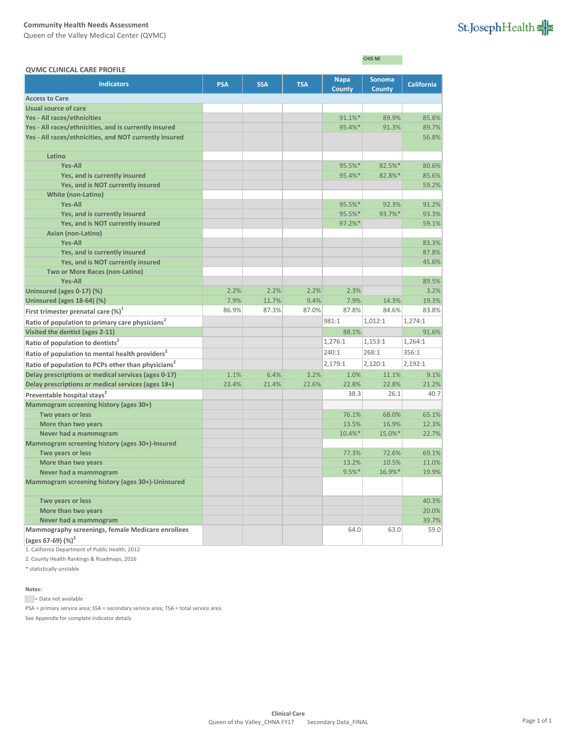## Community Health Needs Assessment

Queen of the Valley Medical Center (QVMC)

CHIS NE

### QVMC CLINICAL CARE PROFILE

| Indicators | PSA | SSA | TSA | Napa County | Sonoma County | California |
|---|---|---|---|---|---|---|
| **Access to Care** | | | | | | |
| **Usual source of care** | | | | | | |
| **Yes - All races/ethnicities** | | | | 91.1%* | 89.9% | 85.8% |
| **Yes - All races/ethnicities, and is currently insured** | | | | 95.4%* | 91.3% | 89.7% |
| **Yes - All races/ethnicities, and NOT currently insured** | | | | | | 56.8% |
| **Latino** | | | | | | |
| **Yes-All** | | | | 95.5%* | 82.5%* | 80.6% |
| **Yes, and is currently insured** | | | | 95.4%* | 82.8%* | 85.6% |
| **Yes, and is NOT currently insured** | | | | | | 59.2% |
| **White (non-Latino)** | | | | | | |
| **Yes-All** | | | | 95.5%* | 92.3% | 91.2% |
| **Yes, and is currently insured** | | | | 95.5%* | 93.7%* | 93.3% |
| **Yes, and is NOT currently insured** | | | | 97.2%* | | 59.1% |
| **Asian (non-Latino)** | | | | | | |
| **Yes-All** | | | | | | 83.3% |
| **Yes, and is currently insured** | | | | | | 87.8% |
| **Yes, and is NOT currently insured** | | | | | | 45.6% |
| **Two or More Races (non-Latino)** | | | | | | |
| **Yes-All** | | | | | | 89.5% |
| **Uninsured (ages 0-17) (%)** | 2.2% | 2.2% | 2.2% | 2.3% | | 3.2% |
| **Uninsured (ages 18-64) (%)** | 7.9% | 11.7% | 9.4% | 7.9% | 14.3% | 19.3% |
| **First trimester prenatal care (%)**[1] | 86.9% | 87.3% | 87.0% | 87.8% | 84.6% | 83.8% |
| **Ratio of population to primary care physicians**[2] | | | | 981:1 | 1,012:1 | 1,274:1 |
| **Visited the dentist (ages 2-11)** | | | | 88.1% | | 91.6% |
| **Ratio of population to dentists**[2] | | | | 1,276:1 | 1,153:1 | 1,264:1 |
| **Ratio of population to mental health providers**[2] | | | | 240:1 | 268:1 | 356:1 |
| **Ratio of population to PCPs other than physicians**[2] | | | | 2,179:1 | 2,120:1 | 2,192:1 |
| **Delay prescriptions or medical services (ages 0-17)** | 1.1% | 6.4% | 3.2% | 1.0% | 11.1% | 9.1% |
| **Delay prescriptions or medical services (ages 18+)** | 23.4% | 21.4% | 22.6% | 22.8% | 22.8% | 21.2% |
| **Preventable hospital stays**[2] | | | | 38.3 | 26.1 | 40.7 |
| **Mammogram screening history (ages 30+)** | | | | | | |
| **Two years or less** | | | | 76.1% | 68.0% | 65.1% |
| **More than two years** | | | | 13.5% | 16.9% | 12.3% |
| **Never had a mammogram** | | | | 10.4%* | 15.0%* | 22.7% |
| **Mammogram screening history (ages 30+)-Insured** | | | | | | |
| **Two years or less** | | | | 77.3% | 72.6% | 69.1% |
| **More than two years** | | | | 13.2% | 10.5% | 11.0% |
| **Never had a mammogram** | | | | 9.5%* | 16.9%* | 19.9% |
| **Mammogram screening history (ages 30+)-Uninsured** | | | | | | |
| **Two years or less** | | | | | | 40.3% |
| **More than two years** | | | | | | 20.0% |
| **Never had a mammogram** | | | | | | 39.7% |
| **Mammography screenings, female Medicare enrollees (ages 67-69) (%)**[2] | | | | 64.0 | 63.0 | 59.0 |

1. California Department of Public Health, 2012

2. County Health Rankings & Roadmaps, 2016

\* statistically unstable

**Notes:**

(shaded) = Data not available

PSA = primary service area; SSA = secondary service area; TSA = total service area

See Appendix for complete indicator details

**Clinical Care**

Queen of the Valley_CHNA FY17 Secondary Data_FINAL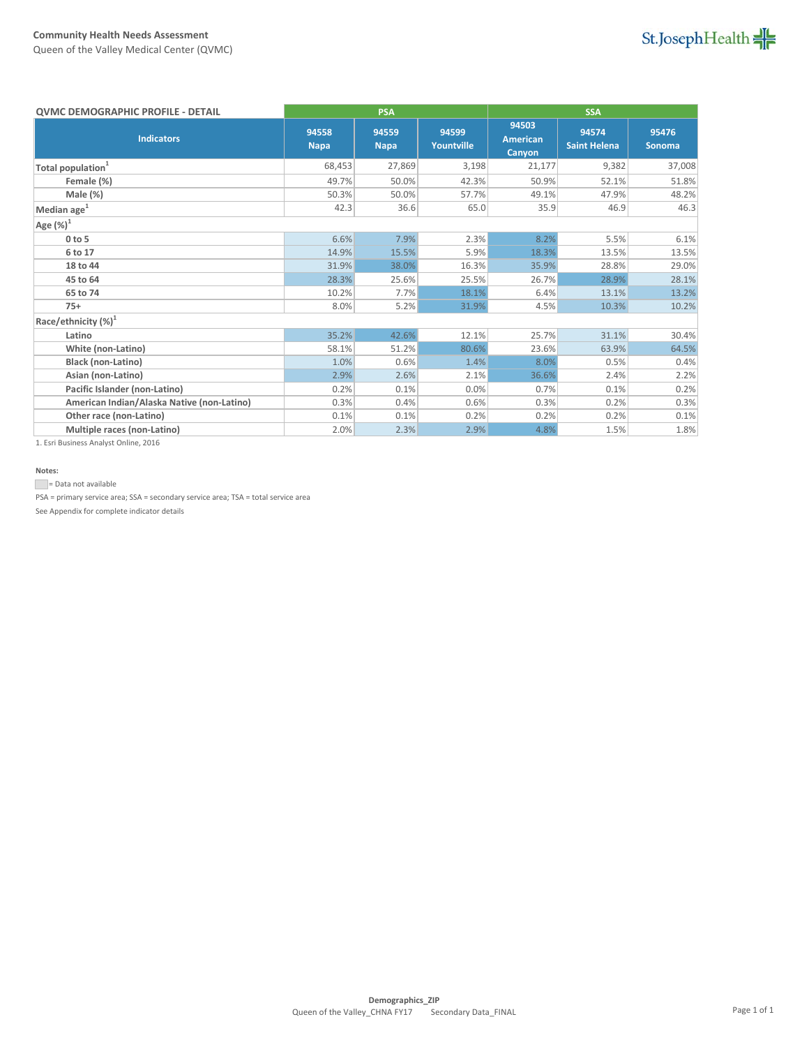**Community Health Needs Assessment**
Queen of the Valley Medical Center (QVMC)

| QVMC DEMOGRAPHIC PROFILE - DETAIL | PSA | | | SSA | | |
|---|---|---|---|---|---|---|
| Indicators | 94558 Napa | 94559 Napa | 94599 Yountville | 94503 American Canyon | 94574 Saint Helena | 95476 Sonoma |
| Total population[1] | 68,453 | 27,869 | 3,198 | 21,177 | 9,382 | 37,008 |
| Female (%) | 49.7% | 50.0% | 42.3% | 50.9% | 52.1% | 51.8% |
| Male (%) | 50.3% | 50.0% | 57.7% | 49.1% | 47.9% | 48.2% |
| Median age[1] | 42.3 | 36.6 | 65.0 | 35.9 | 46.9 | 46.3 |
| Age (%)[1] | | | | | | |
| 0 to 5 | 6.6% | 7.9% | 2.3% | 8.2% | 5.5% | 6.1% |
| 6 to 17 | 14.9% | 15.5% | 5.9% | 18.3% | 13.5% | 13.5% |
| 18 to 44 | 31.9% | 38.0% | 16.3% | 35.9% | 28.8% | 29.0% |
| 45 to 64 | 28.3% | 25.6% | 25.5% | 26.7% | 28.9% | 28.1% |
| 65 to 74 | 10.2% | 7.7% | 18.1% | 6.4% | 13.1% | 13.2% |
| 75+ | 8.0% | 5.2% | 31.9% | 4.5% | 10.3% | 10.2% |
| Race/ethnicity (%)[1] | | | | | | |
| Latino | 35.2% | 42.6% | 12.1% | 25.7% | 31.1% | 30.4% |
| White (non-Latino) | 58.1% | 51.2% | 80.6% | 23.6% | 63.9% | 64.5% |
| Black (non-Latino) | 1.0% | 0.6% | 1.4% | 8.0% | 0.5% | 0.4% |
| Asian (non-Latino) | 2.9% | 2.6% | 2.1% | 36.6% | 2.4% | 2.2% |
| Pacific Islander (non-Latino) | 0.2% | 0.1% | 0.0% | 0.7% | 0.1% | 0.2% |
| American Indian/Alaska Native (non-Latino) | 0.3% | 0.4% | 0.6% | 0.3% | 0.2% | 0.3% |
| Other race (non-Latino) | 0.1% | 0.1% | 0.2% | 0.2% | 0.2% | 0.1% |
| Multiple races (non-Latino) | 2.0% | 2.3% | 2.9% | 4.8% | 1.5% | 1.8% |

1. Esri Business Analyst Online, 2016

**Notes:**

= Data not available

PSA = primary service area; SSA = secondary service area; TSA = total service area

See Appendix for complete indicator details

**Demographics_ZIP**
Queen of the Valley_CHNA FY17 Secondary Data_FINAL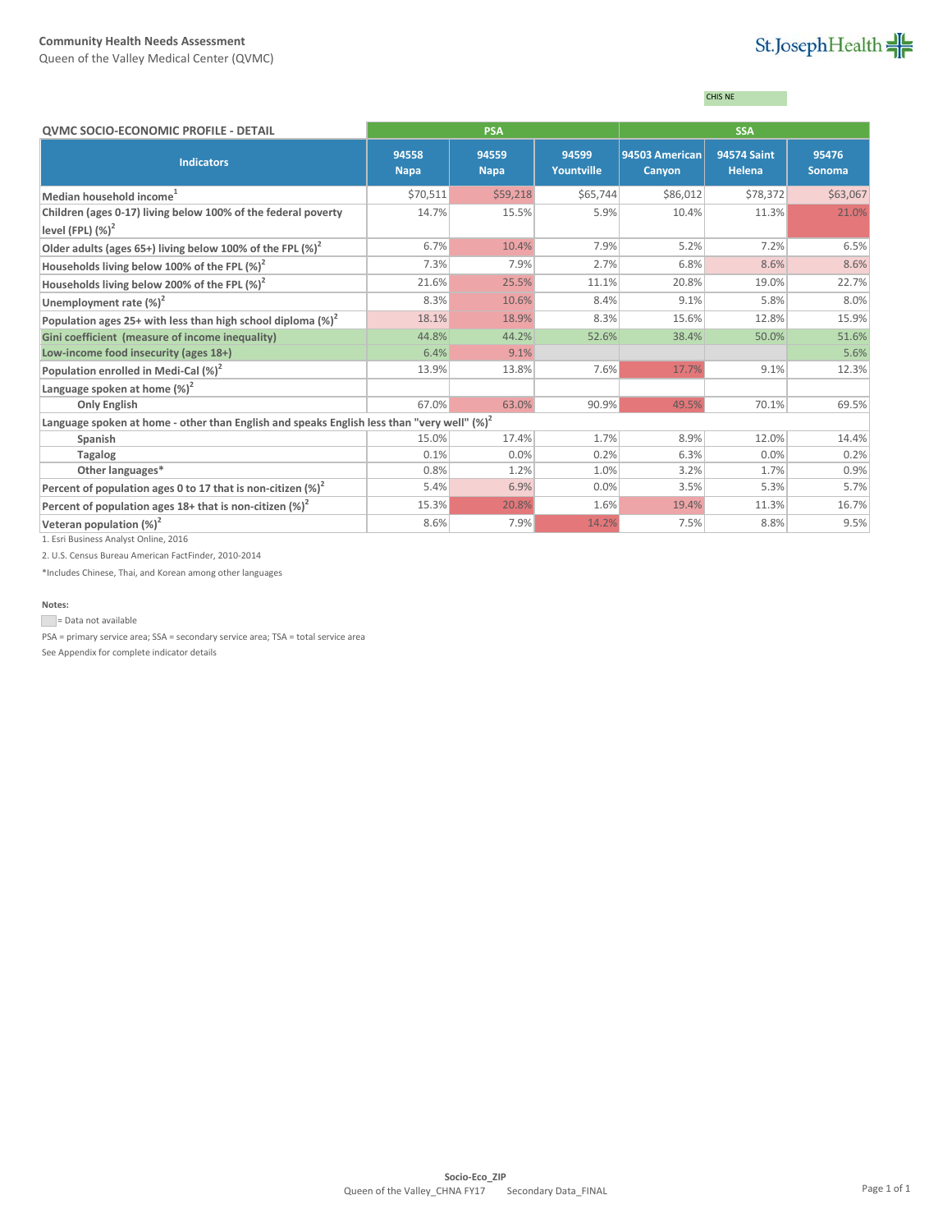Community Health Needs Assessment
Queen of the Valley Medical Center (QVMC)

CHIS NE

| QVMC SOCIO-ECONOMIC PROFILE - DETAIL | PSA | | | SSA | | |
|---|---|---|---|---|---|---|
| **Indicators** | **94558 Napa** | **94559 Napa** | **94599 Yountville** | **94503 American Canyon** | **94574 Saint Helena** | **95476 Sonoma** |
| **Median household income**[1] | $70,511 | $59,218 | $65,744 | $86,012 | $78,372 | $63,067 |
| **Children (ages 0-17) living below 100% of the federal poverty level (FPL) (%)**[2] | 14.7% | 15.5% | 5.9% | 10.4% | 11.3% | 21.0% |
| **Older adults (ages 65+) living below 100% of the FPL (%)**[2] | 6.7% | 10.4% | 7.9% | 5.2% | 7.2% | 6.5% |
| **Households living below 100% of the FPL (%)**[2] | 7.3% | 7.9% | 2.7% | 6.8% | 8.6% | 8.6% |
| **Households living below 200% of the FPL (%)**[2] | 21.6% | 25.5% | 11.1% | 20.8% | 19.0% | 22.7% |
| **Unemployment rate (%)**[2] | 8.3% | 10.6% | 8.4% | 9.1% | 5.8% | 8.0% |
| **Population ages 25+ with less than high school diploma (%)**[2] | 18.1% | 18.9% | 8.3% | 15.6% | 12.8% | 15.9% |
| **Gini coefficient (measure of income inequality)** | 44.8% | 44.2% | 52.6% | 38.4% | 50.0% | 51.6% |
| **Low-income food insecurity (ages 18+)** | 6.4% | 9.1% | | | | 5.6% |
| **Population enrolled in Medi-Cal (%)**[2] | 13.9% | 13.8% | 7.6% | 17.7% | 9.1% | 12.3% |
| **Language spoken at home (%)**[2] | | | | | | |
| **Only English** | 67.0% | 63.0% | 90.9% | 49.5% | 70.1% | 69.5% |
| **Language spoken at home - other than English and speaks English less than "very well" (%)**[2] | | | | | | |
| **Spanish** | 15.0% | 17.4% | 1.7% | 8.9% | 12.0% | 14.4% |
| **Tagalog** | 0.1% | 0.0% | 0.2% | 6.3% | 0.0% | 0.2% |
| **Other languages*** | 0.8% | 1.2% | 1.0% | 3.2% | 1.7% | 0.9% |
| **Percent of population ages 0 to 17 that is non-citizen (%)**[2] | 5.4% | 6.9% | 0.0% | 3.5% | 5.3% | 5.7% |
| **Percent of population ages 18+ that is non-citizen (%)**[2] | 15.3% | 20.8% | 1.6% | 19.4% | 11.3% | 16.7% |
| **Veteran population (%)**[2] | 8.6% | 7.9% | 14.2% | 7.5% | 8.8% | 9.5% |

1. Esri Business Analyst Online, 2016

2. U.S. Census Bureau American FactFinder, 2010-2014

*Includes Chinese, Thai, and Korean among other languages

**Notes:**

= Data not available

PSA = primary service area; SSA = secondary service area; TSA = total service area

See Appendix for complete indicator details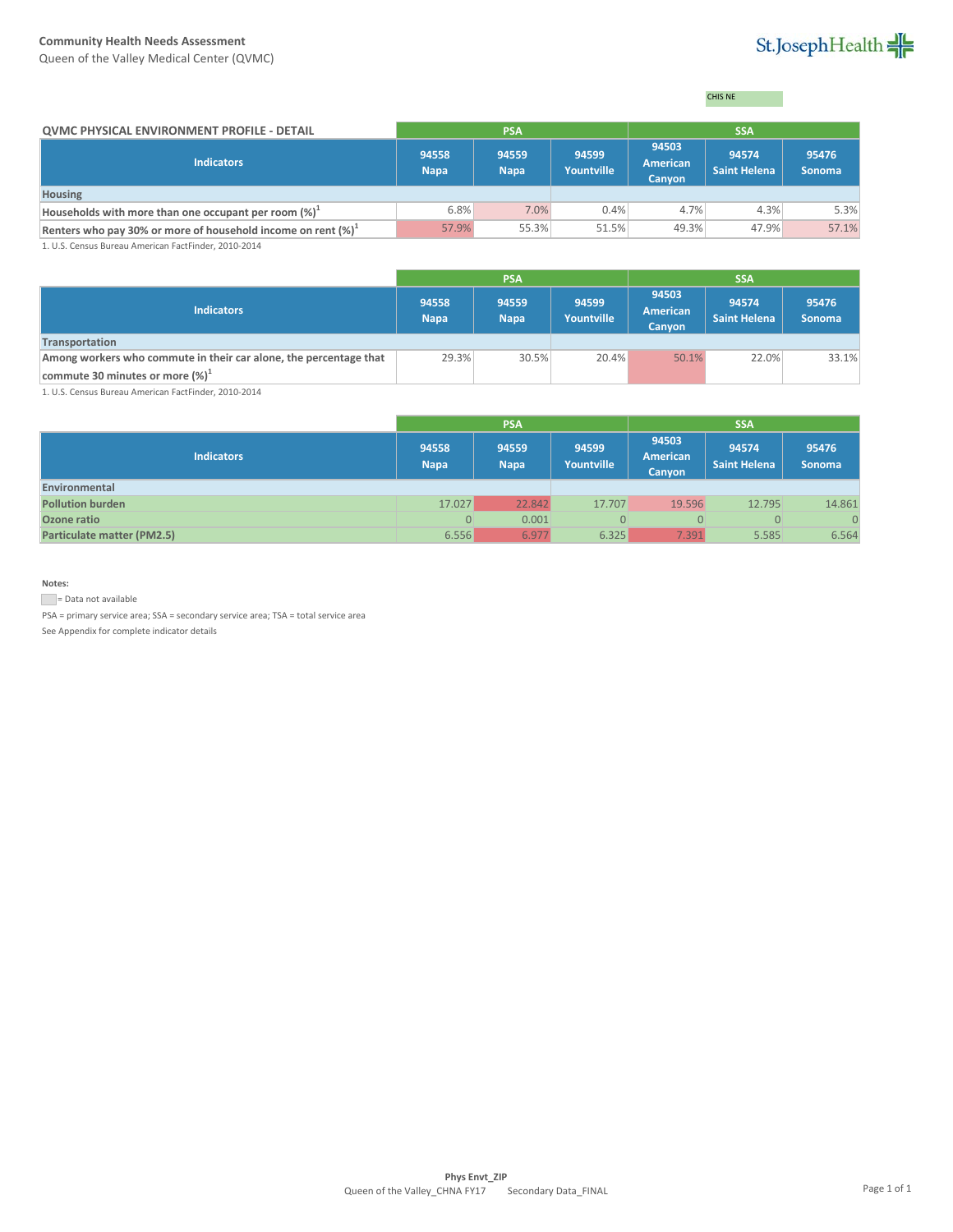**Community Health Needs Assessment**

Queen of the Valley Medical Center (QVMC)

CHIS NE

| QVMC PHYSICAL ENVIRONMENT PROFILE - DETAIL | PSA | | | SSA | | |
|---|---|---|---|---|---|---|
| Indicators | 94558 Napa | 94559 Napa | 94599 Yountville | 94503 American Canyon | 94574 Saint Helena | 95476 Sonoma |
| **Housing** | | | | | | |
| Households with more than one occupant per room (%)[1] | 6.8% | 7.0% | 0.4% | 4.7% | 4.3% | 5.3% |
| Renters who pay 30% or more of household income on rent (%)[1] | 57.9% | 55.3% | 51.5% | 49.3% | 47.9% | 57.1% |

1. U.S. Census Bureau American FactFinder, 2010-2014

| | PSA | | | SSA | | |
|---|---|---|---|---|---|---|
| Indicators | 94558 Napa | 94559 Napa | 94599 Yountville | 94503 American Canyon | 94574 Saint Helena | 95476 Sonoma |
| **Transportation** | | | | | | |
| Among workers who commute in their car alone, the percentage that commute 30 minutes or more (%)[1] | 29.3% | 30.5% | 20.4% | 50.1% | 22.0% | 33.1% |

1. U.S. Census Bureau American FactFinder, 2010-2014

| | PSA | | | SSA | | |
|---|---|---|---|---|---|---|
| Indicators | 94558 Napa | 94559 Napa | 94599 Yountville | 94503 American Canyon | 94574 Saint Helena | 95476 Sonoma |
| **Environmental** | | | | | | |
| Pollution burden | 17.027 | 22.842 | 17.707 | 19.596 | 12.795 | 14.861 |
| Ozone ratio | 0 | 0.001 | 0 | 0 | 0 | 0 |
| Particulate matter (PM2.5) | 6.556 | 6.977 | 6.325 | 7.391 | 5.585 | 6.564 |

**Notes:**

= Data not available

PSA = primary service area; SSA = secondary service area; TSA = total service area

See Appendix for complete indicator details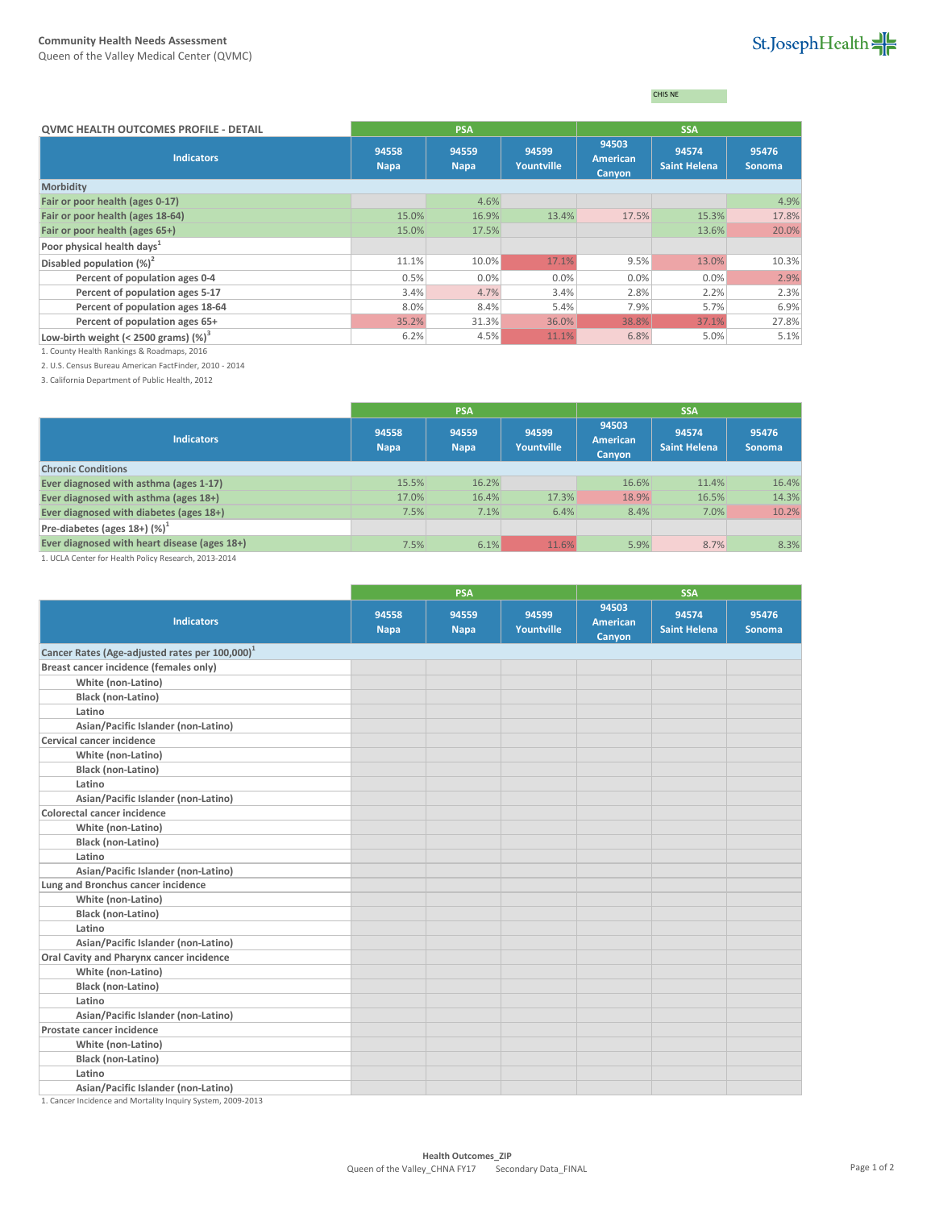Community Health Needs Assessment
Queen of the Valley Medical Center (QVMC)

CHIS NE

| QVMC HEALTH OUTCOMES PROFILE - DETAIL | PSA | | | SSA | | |
|---|---|---|---|---|---|---|
| **Indicators** | **94558 Napa** | **94559 Napa** | **94599 Yountville** | **94503 American Canyon** | **94574 Saint Helena** | **95476 Sonoma** |
| **Morbidity** | | | | | | |
| **Fair or poor health (ages 0-17)** | | 4.6% | | | | 4.9% |
| **Fair or poor health (ages 18-64)** | 15.0% | 16.9% | 13.4% | 17.5% | 15.3% | 17.8% |
| **Fair or poor health (ages 65+)** | 15.0% | 17.5% | | | 13.6% | 20.0% |
| **Poor physical health days**[1] | | | | | | |
| **Disabled population (%)**[2] | 11.1% | 10.0% | 17.1% | 9.5% | 13.0% | 10.3% |
| Percent of population ages 0-4 | 0.5% | 0.0% | 0.0% | 0.0% | 0.0% | 2.9% |
| Percent of population ages 5-17 | 3.4% | 4.7% | 3.4% | 2.8% | 2.2% | 2.3% |
| Percent of population ages 18-64 | 8.0% | 8.4% | 5.4% | 7.9% | 5.7% | 6.9% |
| Percent of population ages 65+ | 35.2% | 31.3% | 36.0% | 38.8% | 37.1% | 27.8% |
| **Low-birth weight (< 2500 grams) (%)**[3] | 6.2% | 4.5% | 11.1% | 6.8% | 5.0% | 5.1% |

1. County Health Rankings & Roadmaps, 2016

2. U.S. Census Bureau American FactFinder, 2010 - 2014

3. California Department of Public Health, 2012

| | PSA | | | SSA | | |
|---|---|---|---|---|---|---|
| **Indicators** | **94558 Napa** | **94559 Napa** | **94599 Yountville** | **94503 American Canyon** | **94574 Saint Helena** | **95476 Sonoma** |
| **Chronic Conditions** | | | | | | |
| **Ever diagnosed with asthma (ages 1-17)** | 15.5% | 16.2% | | 16.6% | 11.4% | 16.4% |
| **Ever diagnosed with asthma (ages 18+)** | 17.0% | 16.4% | 17.3% | 18.9% | 16.5% | 14.3% |
| **Ever diagnosed with diabetes (ages 18+)** | 7.5% | 7.1% | 6.4% | 8.4% | 7.0% | 10.2% |
| **Pre-diabetes (ages 18+) (%)**[1] | | | | | | |
| **Ever diagnosed with heart disease (ages 18+)** | 7.5% | 6.1% | 11.6% | 5.9% | 8.7% | 8.3% |

1. UCLA Center for Health Policy Research, 2013-2014

| | PSA | | | SSA | | |
|---|---|---|---|---|---|---|
| **Indicators** | **94558 Napa** | **94559 Napa** | **94599 Yountville** | **94503 American Canyon** | **94574 Saint Helena** | **95476 Sonoma** |
| **Cancer Rates (Age-adjusted rates per 100,000)**[1] | | | | | | |
| **Breast cancer incidence (females only)** | | | | | | |
| White (non-Latino) | | | | | | |
| Black (non-Latino) | | | | | | |
| Latino | | | | | | |
| Asian/Pacific Islander (non-Latino) | | | | | | |
| **Cervical cancer incidence** | | | | | | |
| White (non-Latino) | | | | | | |
| Black (non-Latino) | | | | | | |
| Latino | | | | | | |
| Asian/Pacific Islander (non-Latino) | | | | | | |
| **Colorectal cancer incidence** | | | | | | |
| White (non-Latino) | | | | | | |
| Black (non-Latino) | | | | | | |
| Latino | | | | | | |
| Asian/Pacific Islander (non-Latino) | | | | | | |
| **Lung and Bronchus cancer incidence** | | | | | | |
| White (non-Latino) | | | | | | |
| Black (non-Latino) | | | | | | |
| Latino | | | | | | |
| Asian/Pacific Islander (non-Latino) | | | | | | |
| **Oral Cavity and Pharynx cancer incidence** | | | | | | |
| White (non-Latino) | | | | | | |
| Black (non-Latino) | | | | | | |
| Latino | | | | | | |
| Asian/Pacific Islander (non-Latino) | | | | | | |
| **Prostate cancer incidence** | | | | | | |
| White (non-Latino) | | | | | | |
| Black (non-Latino) | | | | | | |
| Latino | | | | | | |
| Asian/Pacific Islander (non-Latino) | | | | | | |

1. Cancer Incidence and Mortality Inquiry System, 2009-2013

Health Outcomes_ZIP
Queen of the Valley_CHNA FY17 Secondary Data_FINAL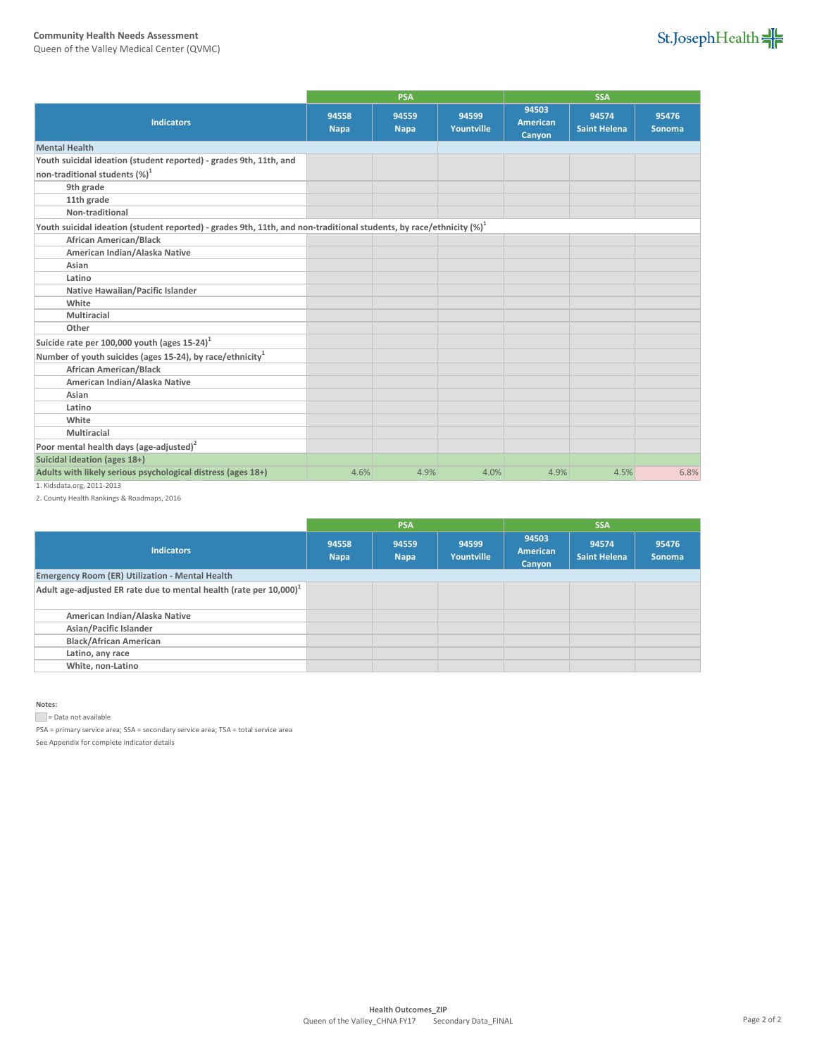Community Health Needs Assessment
Queen of the Valley Medical Center (QVMC)

| Indicators | PSA | | | SSA | | |
|---|---|---|---|---|---|---|
| | 94558 Napa | 94559 Napa | 94599 Yountville | 94503 American Canyon | 94574 Saint Helena | 95476 Sonoma |
| **Mental Health** | | | | | | |
| Youth suicidal ideation (student reported) - grades 9th, 11th, and non-traditional students (%)[1] | | | | | | |
| 9th grade | | | | | | |
| 11th grade | | | | | | |
| Non-traditional | | | | | | |
| Youth suicidal ideation (student reported) - grades 9th, 11th, and non-traditional students, by race/ethnicity (%)[1] | | | | | | |
| African American/Black | | | | | | |
| American Indian/Alaska Native | | | | | | |
| Asian | | | | | | |
| Latino | | | | | | |
| Native Hawaiian/Pacific Islander | | | | | | |
| White | | | | | | |
| Multiracial | | | | | | |
| Other | | | | | | |
| Suicide rate per 100,000 youth (ages 15-24)[1] | | | | | | |
| Number of youth suicides (ages 15-24), by race/ethnicity[1] | | | | | | |
| African American/Black | | | | | | |
| American Indian/Alaska Native | | | | | | |
| Asian | | | | | | |
| Latino | | | | | | |
| White | | | | | | |
| Multiracial | | | | | | |
| Poor mental health days (age-adjusted)[2] | | | | | | |
| Suicidal ideation (ages 18+) | | | | | | |
| Adults with likely serious psychological distress (ages 18+) | 4.6% | 4.9% | 4.0% | 4.9% | 4.5% | 6.8% |

1. Kidsdata.org, 2011-2013

2. County Health Rankings & Roadmaps, 2016

| Indicators | PSA | | | SSA | | |
|---|---|---|---|---|---|---|
| | 94558 Napa | 94559 Napa | 94599 Yountville | 94503 American Canyon | 94574 Saint Helena | 95476 Sonoma |
| **Emergency Room (ER) Utilization - Mental Health** | | | | | | |
| Adult age-adjusted ER rate due to mental health (rate per 10,000)[1] | | | | | | |
| American Indian/Alaska Native | | | | | | |
| Asian/Pacific Islander | | | | | | |
| Black/African American | | | | | | |
| Latino, any race | | | | | | |
| White, non-Latino | | | | | | |

**Notes:**

(grey box) = Data not available

PSA = primary service area; SSA = secondary service area; TSA = total service area

See Appendix for complete indicator details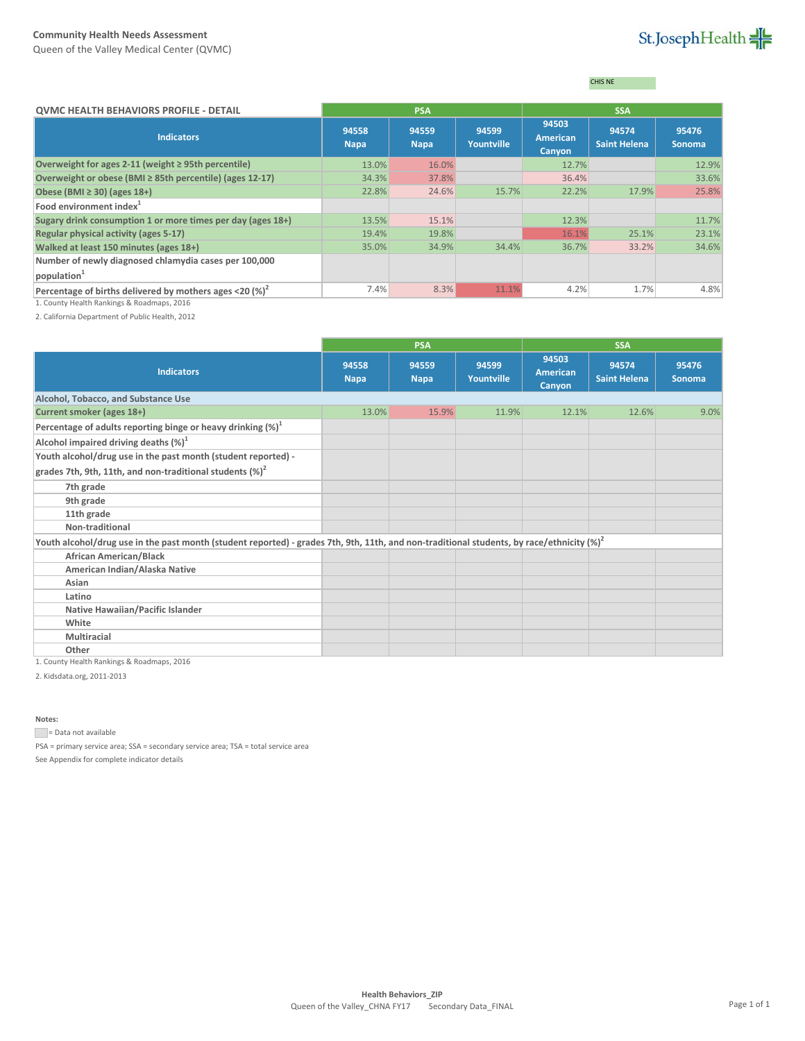**Community Health Needs Assessment**
Queen of the Valley Medical Center (QVMC)

CHIS NE

| QVMC HEALTH BEHAVIORS PROFILE - DETAIL | PSA | | | SSA | | |
|---|---|---|---|---|---|---|
| **Indicators** | **94558 Napa** | **94559 Napa** | **94599 Yountville** | **94503 American Canyon** | **94574 Saint Helena** | **95476 Sonoma** |
| **Overweight for ages 2-11 (weight ≥ 95th percentile)** | 13.0% | 16.0% | | 12.7% | | 12.9% |
| **Overweight or obese (BMI ≥ 85th percentile) (ages 12-17)** | 34.3% | 37.8% | | 36.4% | | 33.6% |
| **Obese (BMI ≥ 30) (ages 18+)** | 22.8% | 24.6% | 15.7% | 22.2% | 17.9% | 25.8% |
| **Food environment index[1]** | | | | | | |
| **Sugary drink consumption 1 or more times per day (ages 18+)** | 13.5% | 15.1% | | 12.3% | | 11.7% |
| **Regular physical activity (ages 5-17)** | 19.4% | 19.8% | | 16.1% | 25.1% | 23.1% |
| **Walked at least 150 minutes (ages 18+)** | 35.0% | 34.9% | 34.4% | 36.7% | 33.2% | 34.6% |
| **Number of newly diagnosed chlamydia cases per 100,000 population[1]** | | | | | | |
| **Percentage of births delivered by mothers ages <20 (%)[2]** | 7.4% | 8.3% | 11.1% | 4.2% | 1.7% | 4.8% |

1. County Health Rankings & Roadmaps, 2016

2. California Department of Public Health, 2012

| | PSA | | | SSA | | |
|---|---|---|---|---|---|---|
| **Indicators** | **94558 Napa** | **94559 Napa** | **94599 Yountville** | **94503 American Canyon** | **94574 Saint Helena** | **95476 Sonoma** |
| **Alcohol, Tobacco, and Substance Use** | | | | | | |
| **Current smoker (ages 18+)** | 13.0% | 15.9% | 11.9% | 12.1% | 12.6% | 9.0% |
| **Percentage of adults reporting binge or heavy drinking (%)[1]** | | | | | | |
| **Alcohol impaired driving deaths (%)[1]** | | | | | | |
| **Youth alcohol/drug use in the past month (student reported) - grades 7th, 9th, 11th, and non-traditional students (%)[2]** | | | | | | |
| 7th grade | | | | | | |
| 9th grade | | | | | | |
| 11th grade | | | | | | |
| Non-traditional | | | | | | |
| **Youth alcohol/drug use in the past month (student reported) - grades 7th, 9th, 11th, and non-traditional students, by race/ethnicity (%)[2]** | | | | | | |
| African American/Black | | | | | | |
| American Indian/Alaska Native | | | | | | |
| Asian | | | | | | |
| Latino | | | | | | |
| Native Hawaiian/Pacific Islander | | | | | | |
| White | | | | | | |
| Multiracial | | | | | | |
| Other | | | | | | |

1. County Health Rankings & Roadmaps, 2016

2. Kidsdata.org, 2011-2013

**Notes:**

= Data not available

PSA = primary service area; SSA = secondary service area; TSA = total service area

See Appendix for complete indicator details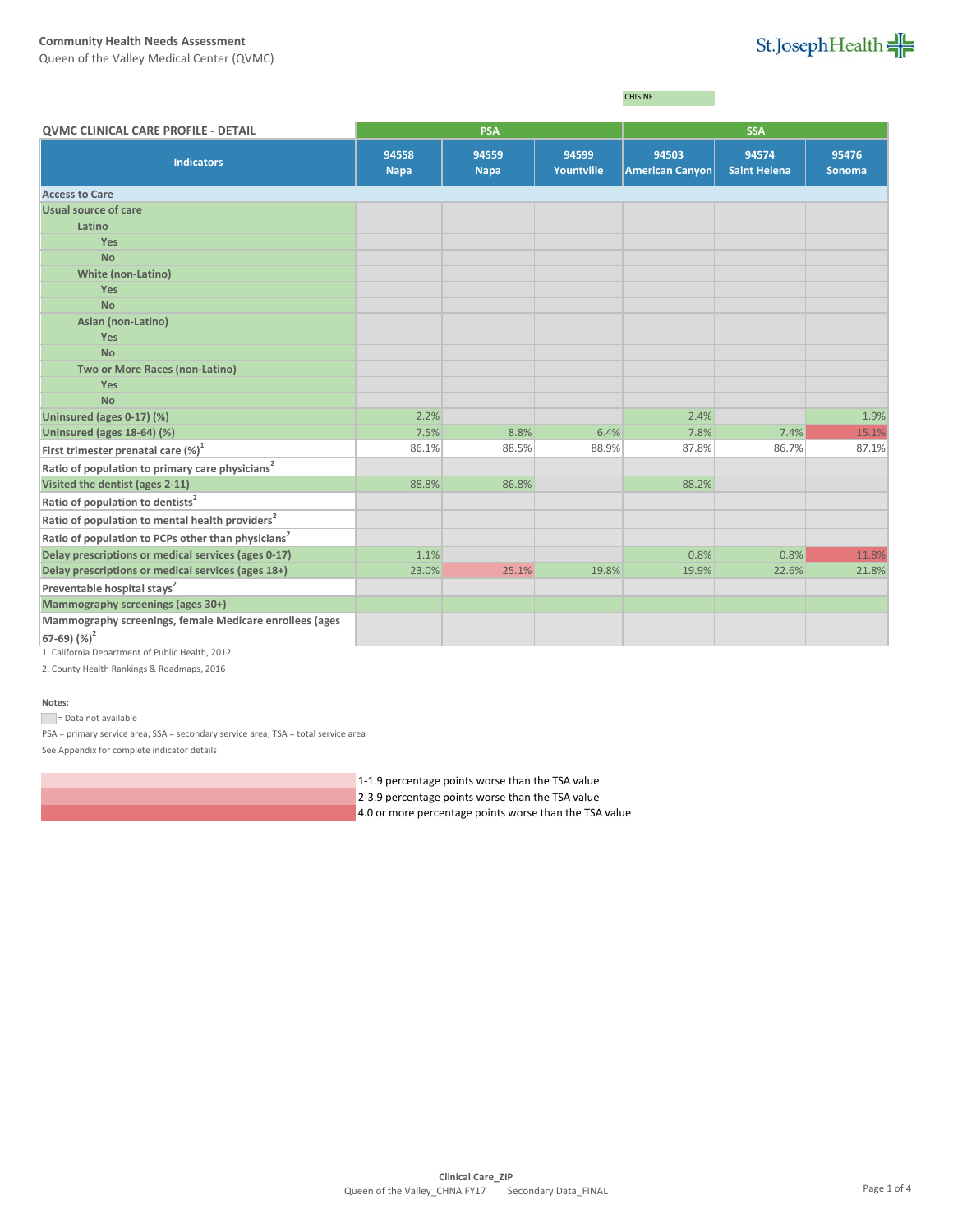**Community Health Needs Assessment**
Queen of the Valley Medical Center (QVMC)

CHIS NE

| QVMC CLINICAL CARE PROFILE - DETAIL | PSA | | | SSA | | |
|---|---|---|---|---|---|---|
| **Indicators** | **94558 Napa** | **94559 Napa** | **94599 Yountville** | **94503 American Canyon** | **94574 Saint Helena** | **95476 Sonoma** |
| **Access to Care** | | | | | | |
| **Usual source of care** | | | | | | |
| **Latino** | | | | | | |
| **Yes** | | | | | | |
| **No** | | | | | | |
| **White (non-Latino)** | | | | | | |
| **Yes** | | | | | | |
| **No** | | | | | | |
| **Asian (non-Latino)** | | | | | | |
| **Yes** | | | | | | |
| **No** | | | | | | |
| **Two or More Races (non-Latino)** | | | | | | |
| **Yes** | | | | | | |
| **No** | | | | | | |
| **Uninsured (ages 0-17) (%)** | 2.2% | | | 2.4% | | 1.9% |
| **Uninsured (ages 18-64) (%)** | 7.5% | 8.8% | 6.4% | 7.8% | 7.4% | 15.1% |
| **First trimester prenatal care (%)**[1] | 86.1% | 88.5% | 88.9% | 87.8% | 86.7% | 87.1% |
| **Ratio of population to primary care physicians**[2] | | | | | | |
| **Visited the dentist (ages 2-11)** | 88.8% | 86.8% | | 88.2% | | |
| **Ratio of population to dentists**[2] | | | | | | |
| **Ratio of population to mental health providers**[2] | | | | | | |
| **Ratio of population to PCPs other than physicians**[2] | | | | | | |
| **Delay prescriptions or medical services (ages 0-17)** | 1.1% | | | 0.8% | 0.8% | 11.8% |
| **Delay prescriptions or medical services (ages 18+)** | 23.0% | 25.1% | 19.8% | 19.9% | 22.6% | 21.8% |
| **Preventable hospital stays**[2] | | | | | | |
| **Mammography screenings (ages 30+)** | | | | | | |
| **Mammography screenings, female Medicare enrollees (ages 67-69) (%)**[2] | | | | | | |

1. California Department of Public Health, 2012
2. County Health Rankings & Roadmaps, 2016

**Notes:**

= Data not available

PSA = primary service area; SSA = secondary service area; TSA = total service area

See Appendix for complete indicator details

1-1.9 percentage points worse than the TSA value
2-3.9 percentage points worse than the TSA value
4.0 or more percentage points worse than the TSA value